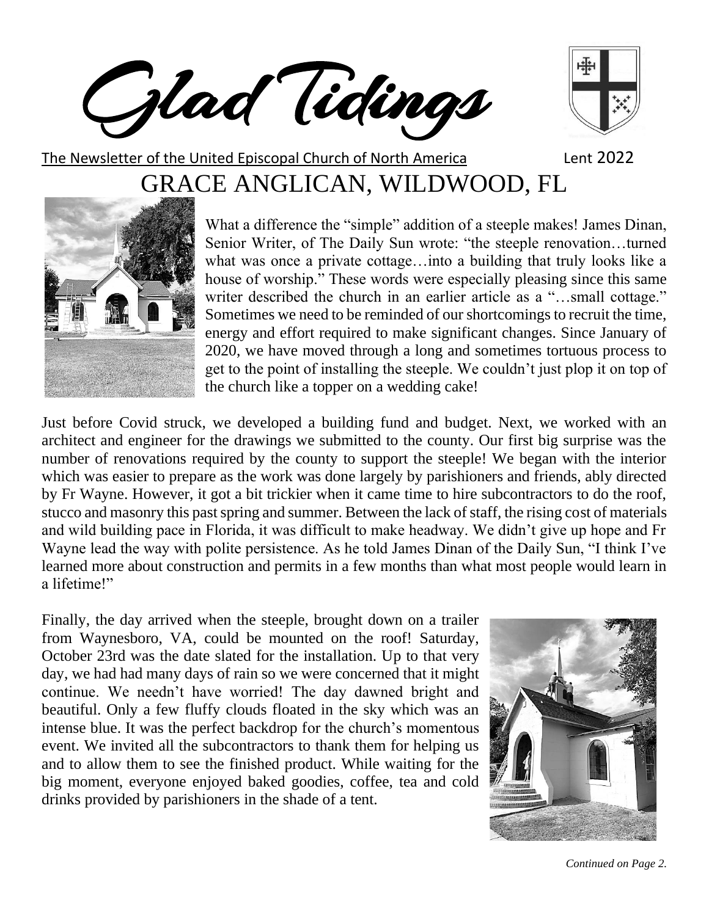# Glad Tidings

The Newsletter of the United Episcopal Church of North America — Lent 2022

## GRACE ANGLICAN, WILDWOOD, FL

What a difference the "simple" addition of a steeple makes! James Dinan, Senior Writer, of The Daily Sun wrote: "the steeple renovation…turned what was once a private cottage…into a building that truly looks like a house of worship." These words were especially pleasing since this same writer described the church in an earlier article as a "…small cottage." Sometimes we need to be reminded of our shortcomings to recruit the time, energy and effort required to make significant changes. Since January of 2020, we have moved through a long and sometimes tortuous process to get to the point of installing the steeple. We couldn't just plop it on top of the church like a topper on a wedding cake!

Just before Covid struck, we developed a building fund and budget. Next, we worked with an architect and engineer for the drawings we submitted to the county. Our first big surprise was the number of renovations required by the county to support the steeple! We began with the interior which was easier to prepare as the work was done largely by parishioners and friends, ably directed by Fr Wayne. However, it got a bit trickier when it came time to hire subcontractors to do the roof, stucco and masonry this past spring and summer. Between the lack of staff, the rising cost of materials and wild building pace in Florida, it was difficult to make headway. We didn't give up hope and Fr Wayne lead the way with polite persistence. As he told James Dinan of the Daily Sun, "I think I've learned more about construction and permits in a few months than what most people would learn in a lifetime!"

Finally, the day arrived when the steeple, brought down on a trailer from Waynesboro, VA, could be mounted on the roof! Saturday, October 23rd was the date slated for the installation. Up to that very day, we had had many days of rain so we were concerned that it might continue. We needn't have worried! The day dawned bright and beautiful. Only a few fluffy clouds floated in the sky which was an intense blue. It was the perfect backdrop for the church's momentous event. We invited all the subcontractors to thank them for helping us and to allow them to see the finished product. While waiting for the big moment, everyone enjoyed baked goodies, coffee, tea and cold drinks provided by parishioners in the shade of a tent.

*Continued on Page 2.*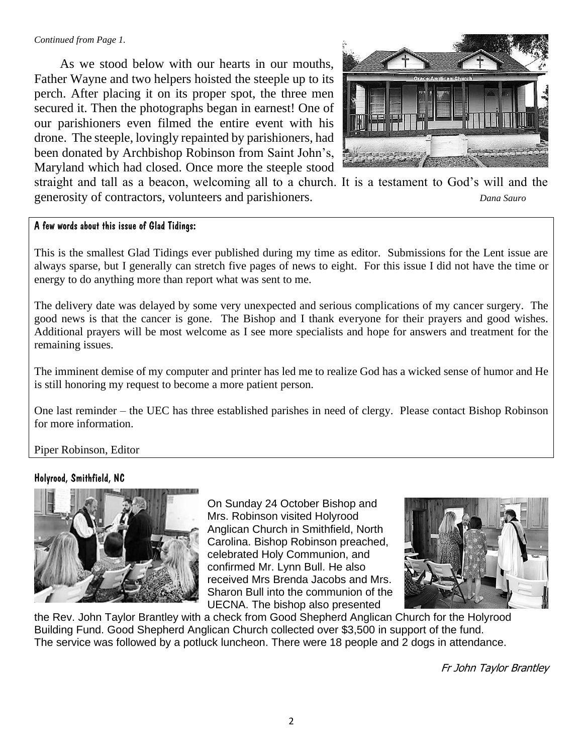*Continued from Page 1.*

As we stood below with our hearts in our mouths, Father Wayne and two helpers hoisted the steeple up to its perch. After placing it on its proper spot, the three men secured it. Then the photographs began in earnest! One of our parishioners even filmed the entire event with his drone. The steeple, lovingly repainted by parishioners, had been donated by Archbishop Robinson from Saint John's, Maryland which had closed. Once more the steeple stood straight and tall as a beacon, welcoming all to a church. It is a testament to God's will and the generosity of contractors, volunteers and parishioners.

*Dana Sauro*

**A few words about this issue of Glad Tidings:**

This is the smallest Glad Tidings ever published during my time as editor. Submissions for the Lent issue are always sparse, but I generally can stretch five pages of news to eight. For this issue I did not have the time or energy to do anything more than report what was sent to me.

The delivery date was delayed by some very unexpected and serious complications of my cancer surgery. The good news is that the cancer is gone. The Bishop and I thank everyone for their prayers and good wishes. Additional prayers will be most welcome as I see more specialists and hope for answers and treatment for the remaining issues.

The imminent demise of my computer and printer has led me to realize God has a wicked sense of humor and He is still honoring my request to become a more patient person.

One last reminder – the UEC has three established parishes in need of clergy. Please contact Bishop Robinson for more information.

Piper Robinson, Editor

## Holyrood, Smithfield, NC

On Sunday 24 October Bishop and Mrs. Robinson visited Holyrood Anglican Church in Smithfield, North Carolina. Bishop Robinson preached, celebrated Holy Communion, and confirmed Mr. Lynn Bull. He also received Mrs Brenda Jacobs and Mrs. Sharon Bull into the communion of the UECNA. The bishop also presented the Rev. John Taylor Brantley with a check from Good Shepherd Anglican Church for the Holyrood Building Fund. Good Shepherd Anglican Church collected over $3,500 in support of the fund. The service was followed by a potluck luncheon. There were 18 people and 2 dogs in attendance.

*Fr John Taylor Brantley*